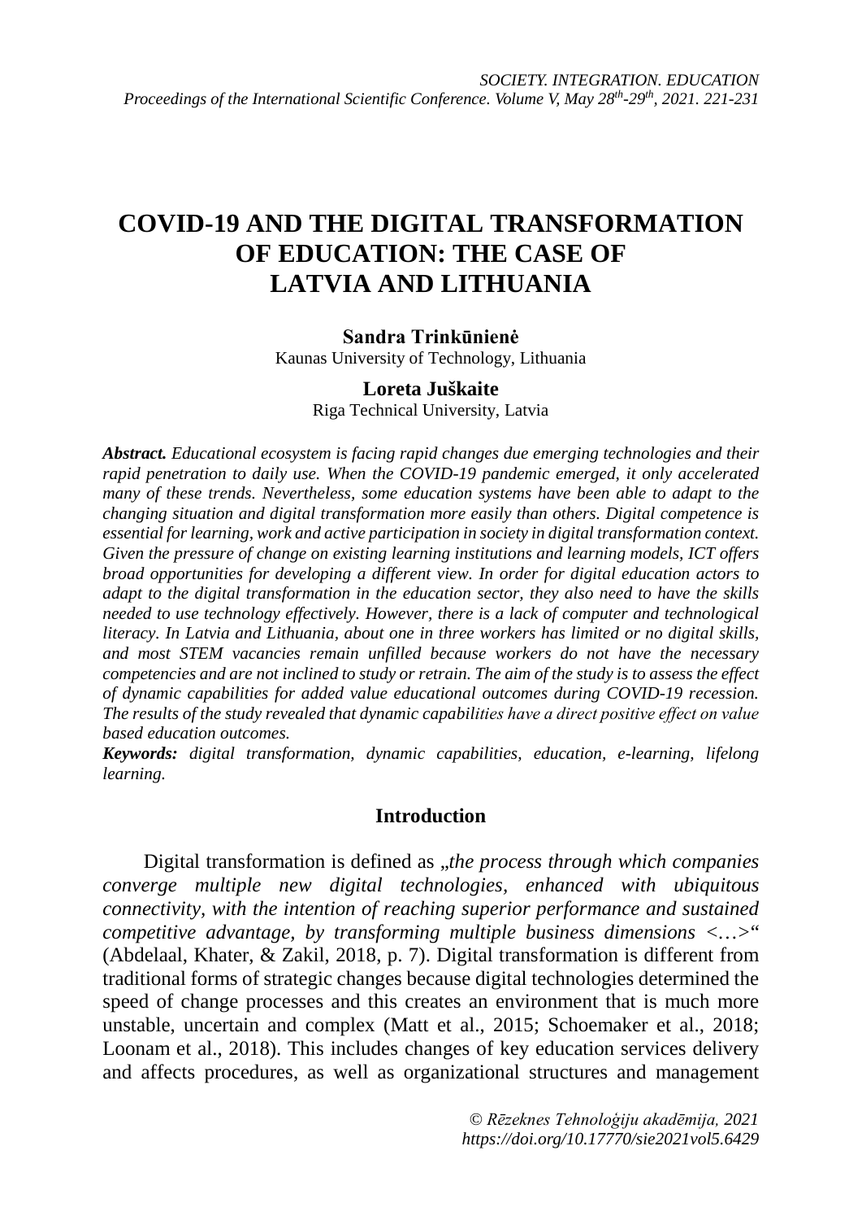# COVID-19 AND THE DIGITAL TRANSFORMATION OF EDUCATION: THE CASE OF LATVIA AND LITHUANIA

**Sandra Trinkūnienė**
Kaunas University of Technology, Lithuania

**Loreta Juškaite**
Riga Technical University, Latvia

***Abstract.*** *Educational ecosystem is facing rapid changes due emerging technologies and their rapid penetration to daily use. When the COVID-19 pandemic emerged, it only accelerated many of these trends. Nevertheless, some education systems have been able to adapt to the changing situation and digital transformation more easily than others. Digital competence is essential for learning, work and active participation in society in digital transformation context. Given the pressure of change on existing learning institutions and learning models, ICT offers broad opportunities for developing a different view. In order for digital education actors to adapt to the digital transformation in the education sector, they also need to have the skills needed to use technology effectively. However, there is a lack of computer and technological literacy. In Latvia and Lithuania, about one in three workers has limited or no digital skills, and most STEM vacancies remain unfilled because workers do not have the necessary competencies and are not inclined to study or retrain. The aim of the study is to assess the effect of dynamic capabilities for added value educational outcomes during COVID-19 recession. The results of the study revealed that dynamic capabilities have a direct positive effect on value based education outcomes.*

***Keywords:*** *digital transformation, dynamic capabilities, education, e-learning, lifelong learning.*

## Introduction

Digital transformation is defined as „*the process through which companies converge multiple new digital technologies, enhanced with ubiquitous connectivity, with the intention of reaching superior performance and sustained competitive advantage, by transforming multiple business dimensions <…>*" (Abdelaal, Khater, & Zakil, 2018, p. 7). Digital transformation is different from traditional forms of strategic changes because digital technologies determined the speed of change processes and this creates an environment that is much more unstable, uncertain and complex (Matt et al., 2015; Schoemaker et al., 2018; Loonam et al., 2018). This includes changes of key education services delivery and affects procedures, as well as organizational structures and management

*© Rēzeknes Tehnoloģiju akadēmija, 2021*
*https://doi.org/10.17770/sie2021vol5.6429*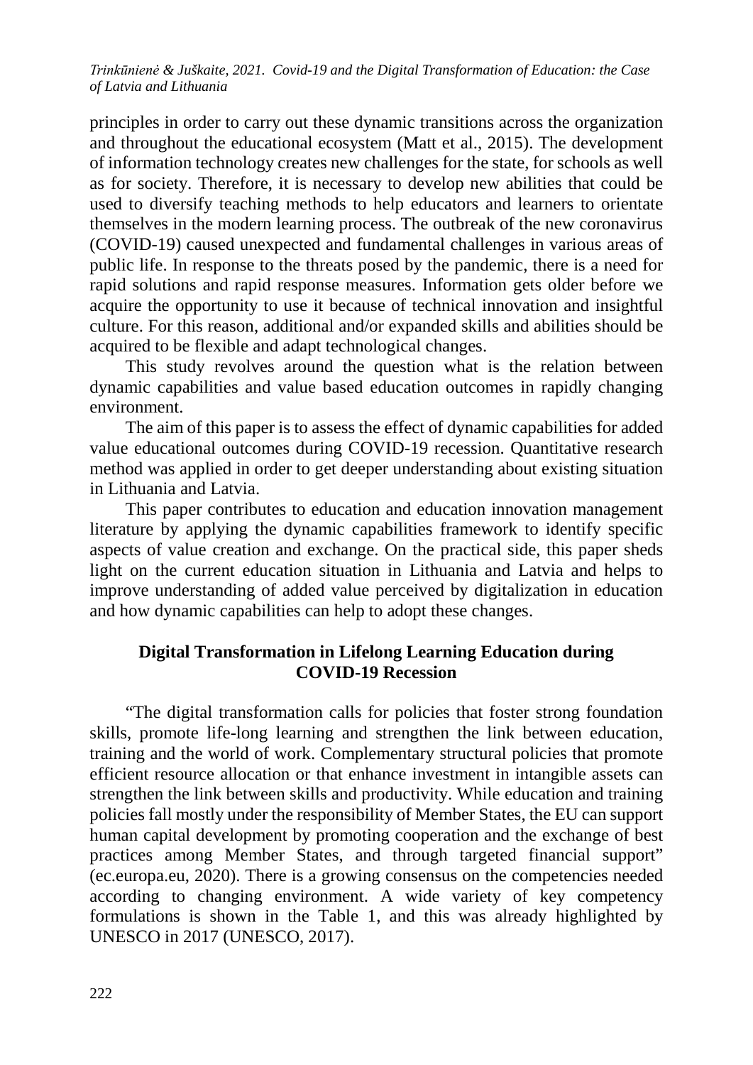principles in order to carry out these dynamic transitions across the organization and throughout the educational ecosystem (Matt et al., 2015). The development of information technology creates new challenges for the state, for schools as well as for society. Therefore, it is necessary to develop new abilities that could be used to diversify teaching methods to help educators and learners to orientate themselves in the modern learning process. The outbreak of the new coronavirus (COVID-19) caused unexpected and fundamental challenges in various areas of public life. In response to the threats posed by the pandemic, there is a need for rapid solutions and rapid response measures. Information gets older before we acquire the opportunity to use it because of technical innovation and insightful culture. For this reason, additional and/or expanded skills and abilities should be acquired to be flexible and adapt technological changes.

This study revolves around the question what is the relation between dynamic capabilities and value based education outcomes in rapidly changing environment.

The aim of this paper is to assess the effect of dynamic capabilities for added value educational outcomes during COVID-19 recession. Quantitative research method was applied in order to get deeper understanding about existing situation in Lithuania and Latvia.

This paper contributes to education and education innovation management literature by applying the dynamic capabilities framework to identify specific aspects of value creation and exchange. On the practical side, this paper sheds light on the current education situation in Lithuania and Latvia and helps to improve understanding of added value perceived by digitalization in education and how dynamic capabilities can help to adopt these changes.

## Digital Transformation in Lifelong Learning Education during COVID-19 Recession

"The digital transformation calls for policies that foster strong foundation skills, promote life-long learning and strengthen the link between education, training and the world of work. Complementary structural policies that promote efficient resource allocation or that enhance investment in intangible assets can strengthen the link between skills and productivity. While education and training policies fall mostly under the responsibility of Member States, the EU can support human capital development by promoting cooperation and the exchange of best practices among Member States, and through targeted financial support" (ec.europa.eu, 2020). There is a growing consensus on the competencies needed according to changing environment. A wide variety of key competency formulations is shown in the Table 1, and this was already highlighted by UNESCO in 2017 (UNESCO, 2017).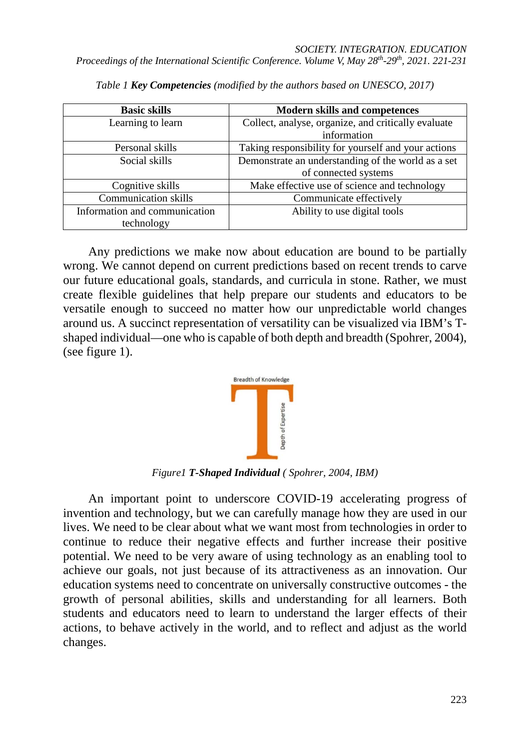Table 1 ***Key Competencies*** *(modified by the authors based on UNESCO, 2017)*

| Basic skills | Modern skills and competences |
|---|---|
| Learning to learn | Collect, analyse, organize, and critically evaluate information |
| Personal skills | Taking responsibility for yourself and your actions |
| Social skills | Demonstrate an understanding of the world as a set of connected systems |
| Cognitive skills | Make effective use of science and technology |
| Communication skills | Communicate effectively |
| Information and communication technology | Ability to use digital tools |

Any predictions we make now about education are bound to be partially wrong. We cannot depend on current predictions based on recent trends to carve our future educational goals, standards, and curricula in stone. Rather, we must create flexible guidelines that help prepare our students and educators to be versatile enough to succeed no matter how our unpredictable world changes around us. A succinct representation of versatility can be visualized via IBM's T-shaped individual—one who is capable of both depth and breadth (Spohrer, 2004), (see figure 1).

Breadth of Knowledge

Depth of Expertise

*Figure1* ***T-Shaped Individual*** *( Spohrer, 2004, IBM)*

An important point to underscore COVID-19 accelerating progress of invention and technology, but we can carefully manage how they are used in our lives. We need to be clear about what we want most from technologies in order to continue to reduce their negative effects and further increase their positive potential. We need to be very aware of using technology as an enabling tool to achieve our goals, not just because of its attractiveness as an innovation. Our education systems need to concentrate on universally constructive outcomes - the growth of personal abilities, skills and understanding for all learners. Both students and educators need to learn to understand the larger effects of their actions, to behave actively in the world, and to reflect and adjust as the world changes.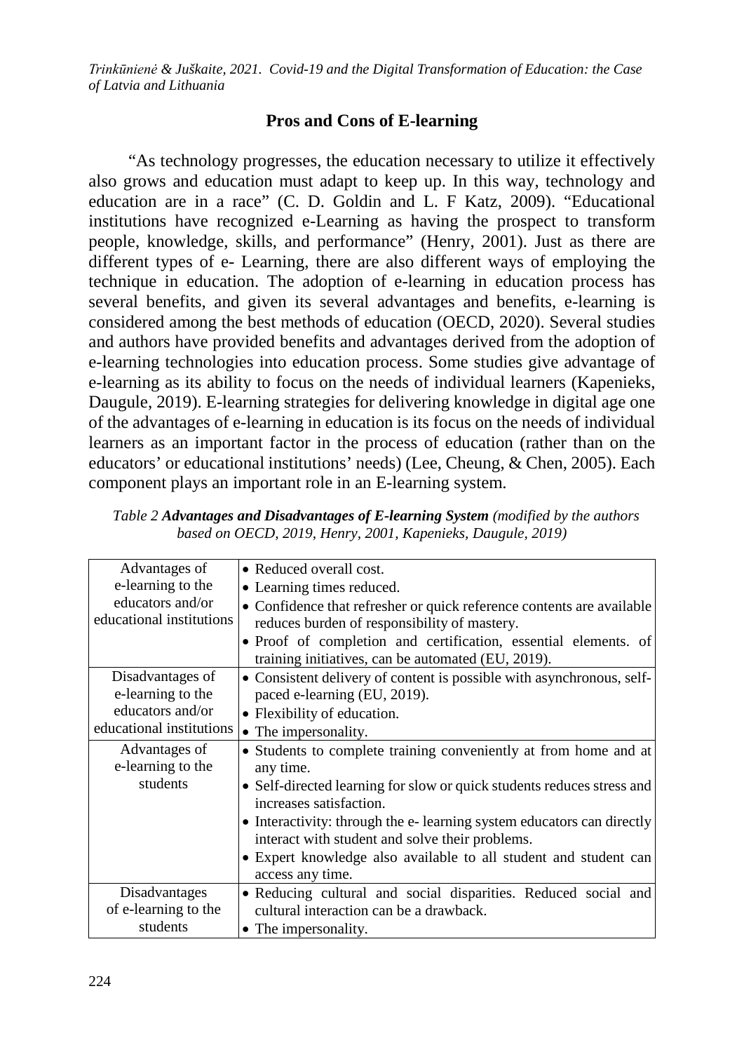## Pros and Cons of E-learning

"As technology progresses, the education necessary to utilize it effectively also grows and education must adapt to keep up. In this way, technology and education are in a race" (C. D. Goldin and L. F Katz, 2009). "Educational institutions have recognized e-Learning as having the prospect to transform people, knowledge, skills, and performance" (Henry, 2001). Just as there are different types of e- Learning, there are also different ways of employing the technique in education. The adoption of e-learning in education process has several benefits, and given its several advantages and benefits, e-learning is considered among the best methods of education (OECD, 2020). Several studies and authors have provided benefits and advantages derived from the adoption of e-learning technologies into education process. Some studies give advantage of e-learning as its ability to focus on the needs of individual learners (Kapenieks, Daugule, 2019). E-learning strategies for delivering knowledge in digital age one of the advantages of e-learning in education is its focus on the needs of individual learners as an important factor in the process of education (rather than on the educators' or educational institutions' needs) (Lee, Cheung, & Chen, 2005). Each component plays an important role in an E-learning system.

*Table 2* ***Advantages and Disadvantages of E-learning System*** *(modified by the authors based on OECD, 2019, Henry, 2001, Kapenieks, Daugule, 2019)*

| | |
|---|---|
| Advantages of e-learning to the educators and/or educational institutions | • Reduced overall cost.<br>• Learning times reduced.<br>• Confidence that refresher or quick reference contents are available reduces burden of responsibility of mastery.<br>• Proof of completion and certification, essential elements. of training initiatives, can be automated (EU, 2019). |
| Disadvantages of e-learning to the educators and/or educational institutions | • Consistent delivery of content is possible with asynchronous, self-paced e-learning (EU, 2019).<br>• Flexibility of education.<br>• The impersonality. |
| Advantages of e-learning to the students | • Students to complete training conveniently at from home and at any time.<br>• Self-directed learning for slow or quick students reduces stress and increases satisfaction.<br>• Interactivity: through the e- learning system educators can directly interact with student and solve their problems.<br>• Expert knowledge also available to all student and student can access any time. |
| Disadvantages of e-learning to the students | • Reducing cultural and social disparities. Reduced social and cultural interaction can be a drawback.<br>• The impersonality. |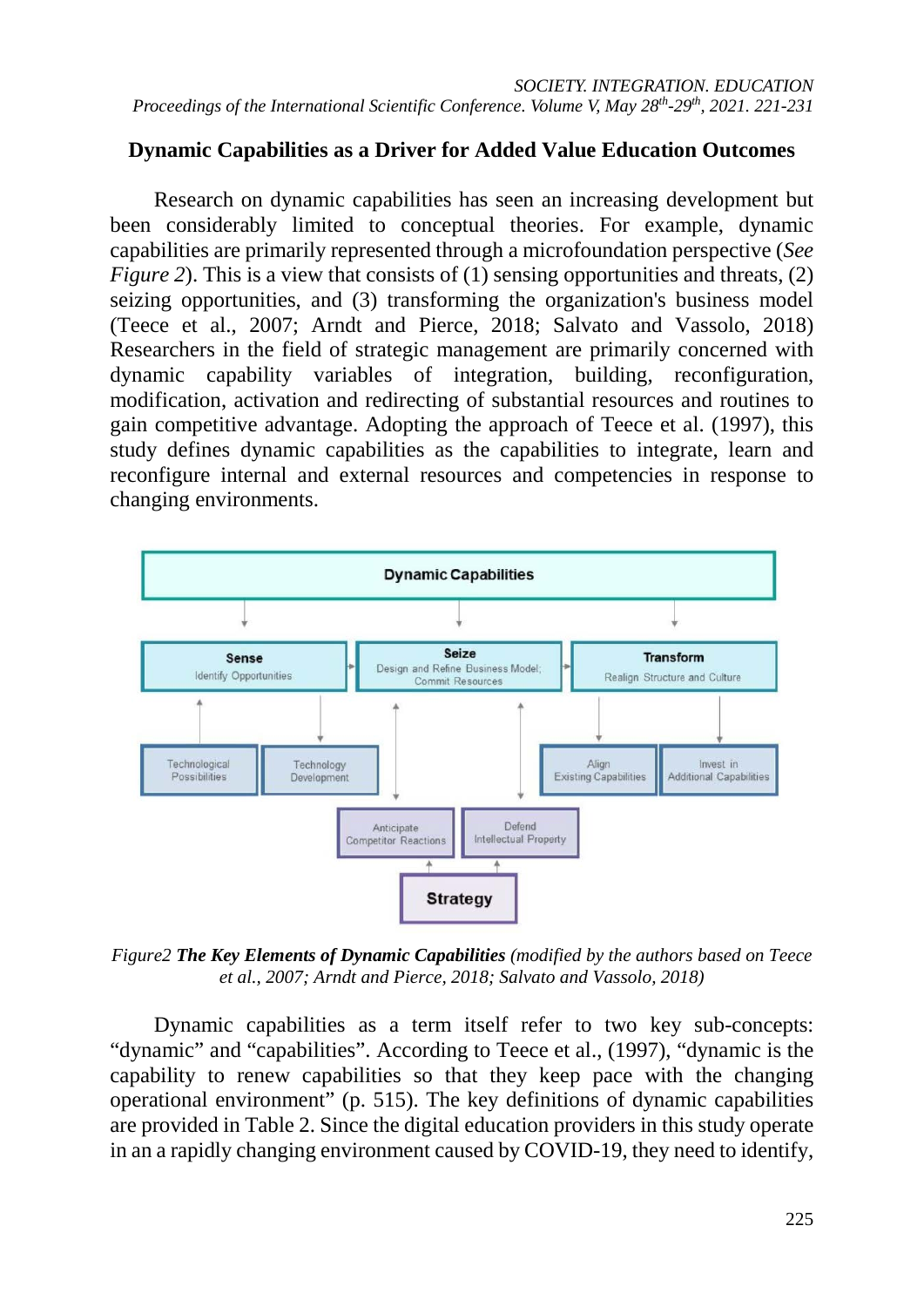## Dynamic Capabilities as a Driver for Added Value Education Outcomes

Research on dynamic capabilities has seen an increasing development but been considerably limited to conceptual theories. For example, dynamic capabilities are primarily represented through a microfoundation perspective (*See Figure 2*). This is a view that consists of (1) sensing opportunities and threats, (2) seizing opportunities, and (3) transforming the organization's business model (Teece et al., 2007; Arndt and Pierce, 2018; Salvato and Vassolo, 2018) Researchers in the field of strategic management are primarily concerned with dynamic capability variables of integration, building, reconfiguration, modification, activation and redirecting of substantial resources and routines to gain competitive advantage. Adopting the approach of Teece et al. (1997), this study defines dynamic capabilities as the capabilities to integrate, learn and reconfigure internal and external resources and competencies in response to changing environments.

Dynamic Capabilities

Sense — Identify Opportunities

Seize — Design and Refine Business Model; Commit Resources

Transform — Realign Structure and Culture

Technological Possibilities

Technology Development

Align Existing Capabilities

Invest in Additional Capabilities

Anticipate Competitor Reactions

Defend Intellectual Property

Strategy

*Figure2* ***The Key Elements of Dynamic Capabilities*** *(modified by the authors based on Teece et al., 2007; Arndt and Pierce, 2018; Salvato and Vassolo, 2018)*

Dynamic capabilities as a term itself refer to two key sub-concepts: "dynamic" and "capabilities". According to Teece et al., (1997), "dynamic is the capability to renew capabilities so that they keep pace with the changing operational environment" (p. 515). The key definitions of dynamic capabilities are provided in Table 2. Since the digital education providers in this study operate in an a rapidly changing environment caused by COVID-19, they need to identify,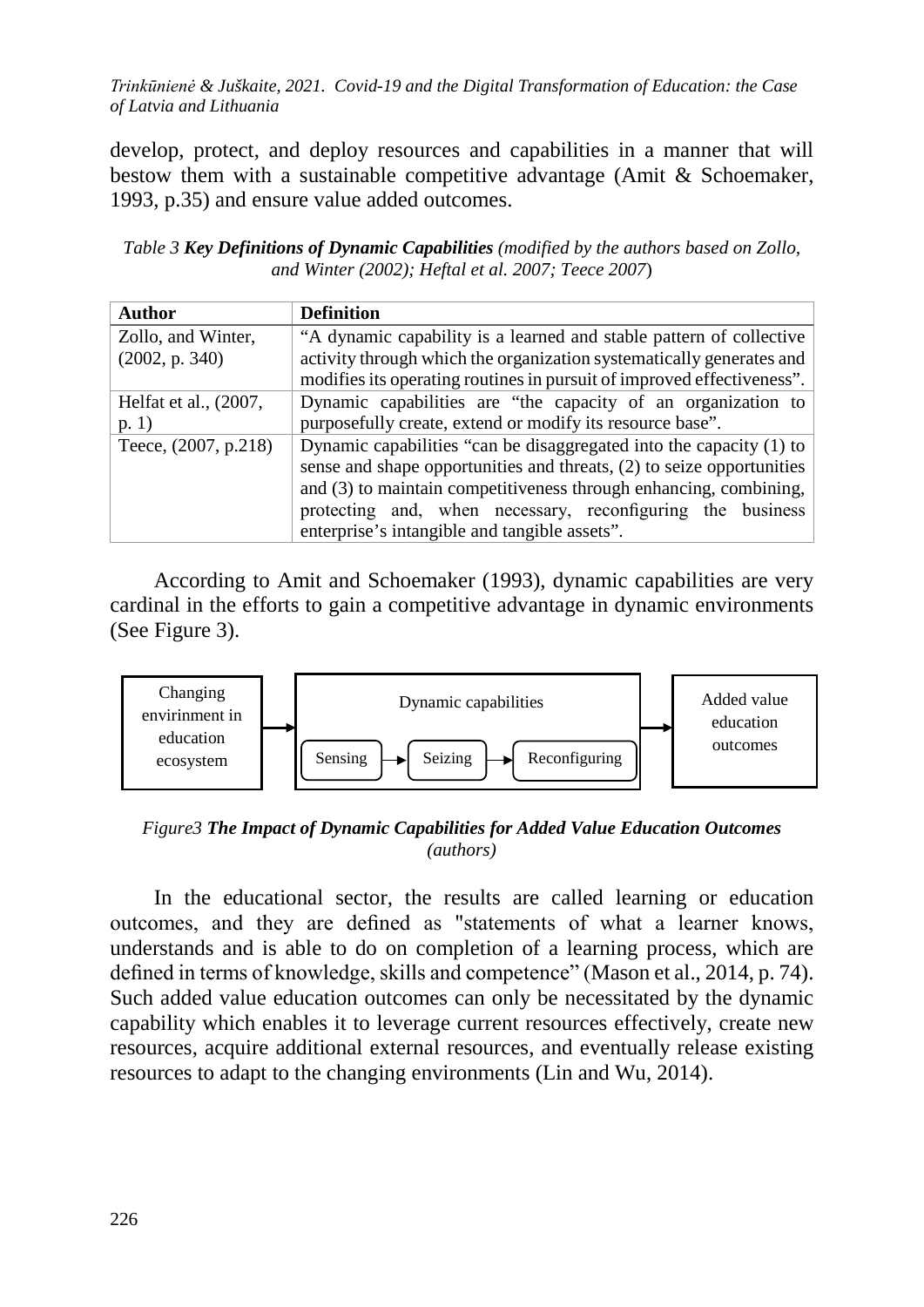develop, protect, and deploy resources and capabilities in a manner that will bestow them with a sustainable competitive advantage (Amit & Schoemaker, 1993, p.35) and ensure value added outcomes.

*Table 3* ***Key Definitions of Dynamic Capabilities*** *(modified by the authors based on Zollo, and Winter (2002); Heftal et al. 2007; Teece 2007)*

| Author | Definition |
|---|---|
| Zollo, and Winter, (2002, p. 340) | "A dynamic capability is a learned and stable pattern of collective activity through which the organization systematically generates and modifies its operating routines in pursuit of improved effectiveness". |
| Helfat et al., (2007, p. 1) | Dynamic capabilities are "the capacity of an organization to purposefully create, extend or modify its resource base". |
| Teece, (2007, p.218) | Dynamic capabilities "can be disaggregated into the capacity (1) to sense and shape opportunities and threats, (2) to seize opportunities and (3) to maintain competitiveness through enhancing, combining, protecting and, when necessary, reconfiguring the business enterprise's intangible and tangible assets". |

According to Amit and Schoemaker (1993), dynamic capabilities are very cardinal in the efforts to gain a competitive advantage in dynamic environments (See Figure 3).

Changing envirinment in education ecosystem → Dynamic capabilities (Sensing → Seizing → Reconfiguring) → Added value education outcomes

*Figure3* ***The Impact of Dynamic Capabilities for Added Value Education Outcomes*** *(authors)*

In the educational sector, the results are called learning or education outcomes, and they are defined as "statements of what a learner knows, understands and is able to do on completion of a learning process, which are defined in terms of knowledge, skills and competence" (Mason et al., 2014, p. 74). Such added value education outcomes can only be necessitated by the dynamic capability which enables it to leverage current resources effectively, create new resources, acquire additional external resources, and eventually release existing resources to adapt to the changing environments (Lin and Wu, 2014).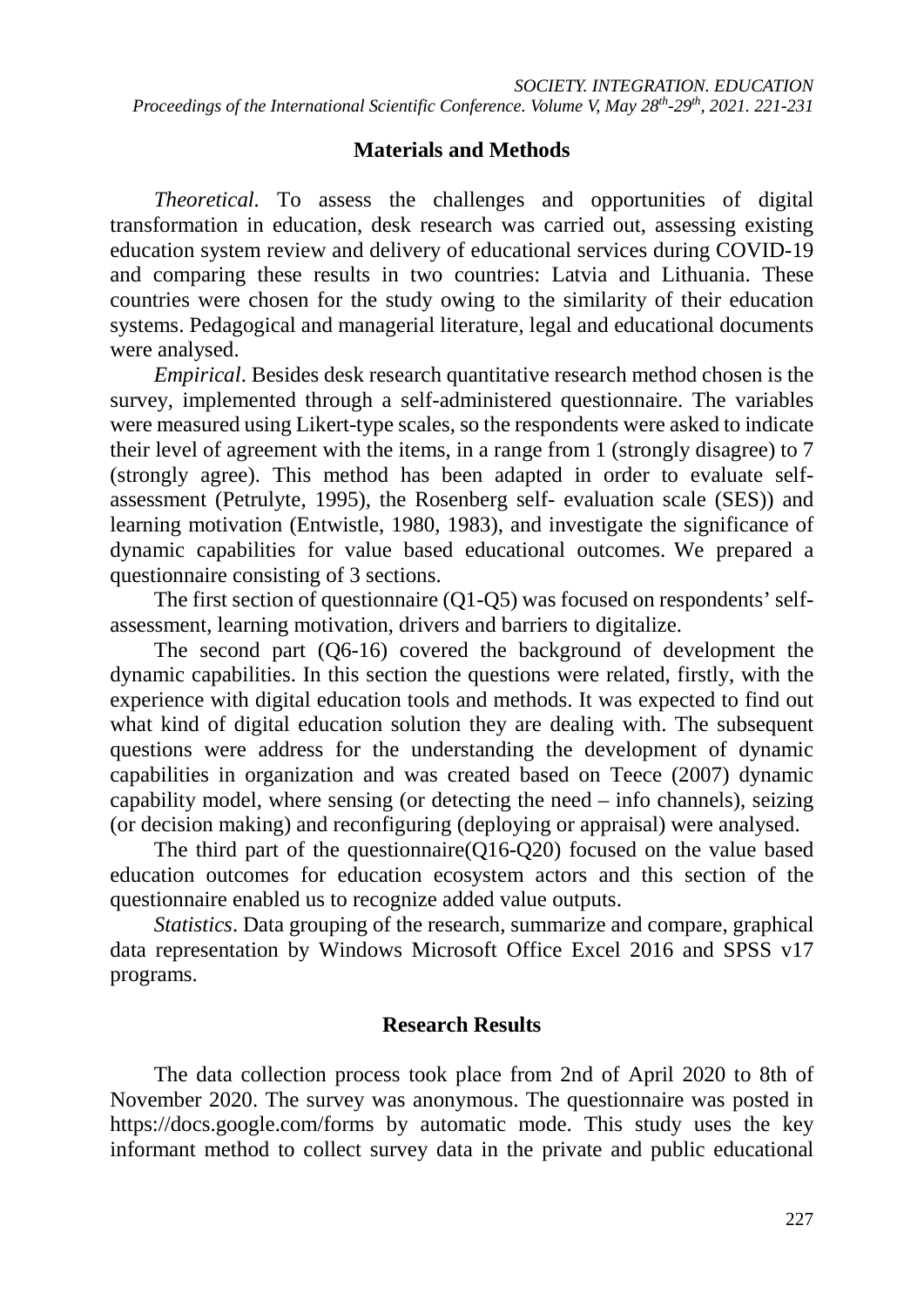## Materials and Methods

*Theoretical.* To assess the challenges and opportunities of digital transformation in education, desk research was carried out, assessing existing education system review and delivery of educational services during COVID-19 and comparing these results in two countries: Latvia and Lithuania. These countries were chosen for the study owing to the similarity of their education systems. Pedagogical and managerial literature, legal and educational documents were analysed.

*Empirical*. Besides desk research quantitative research method chosen is the survey, implemented through a self-administered questionnaire. The variables were measured using Likert-type scales, so the respondents were asked to indicate their level of agreement with the items, in a range from 1 (strongly disagree) to 7 (strongly agree). This method has been adapted in order to evaluate self-assessment (Petrulyte, 1995), the Rosenberg self- evaluation scale (SES)) and learning motivation (Entwistle, 1980, 1983), and investigate the significance of dynamic capabilities for value based educational outcomes. We prepared a questionnaire consisting of 3 sections.

The first section of questionnaire (Q1-Q5) was focused on respondents' self-assessment, learning motivation, drivers and barriers to digitalize.

The second part (Q6-16) covered the background of development the dynamic capabilities. In this section the questions were related, firstly, with the experience with digital education tools and methods. It was expected to find out what kind of digital education solution they are dealing with. The subsequent questions were address for the understanding the development of dynamic capabilities in organization and was created based on Teece (2007) dynamic capability model, where sensing (or detecting the need – info channels), seizing (or decision making) and reconfiguring (deploying or appraisal) were analysed.

The third part of the questionnaire(Q16-Q20) focused on the value based education outcomes for education ecosystem actors and this section of the questionnaire enabled us to recognize added value outputs.

*Statistics*. Data grouping of the research, summarize and compare, graphical data representation by Windows Microsoft Office Excel 2016 and SPSS v17 programs.

## Research Results

The data collection process took place from 2nd of April 2020 to 8th of November 2020. The survey was anonymous. The questionnaire was posted in https://docs.google.com/forms by automatic mode. This study uses the key informant method to collect survey data in the private and public educational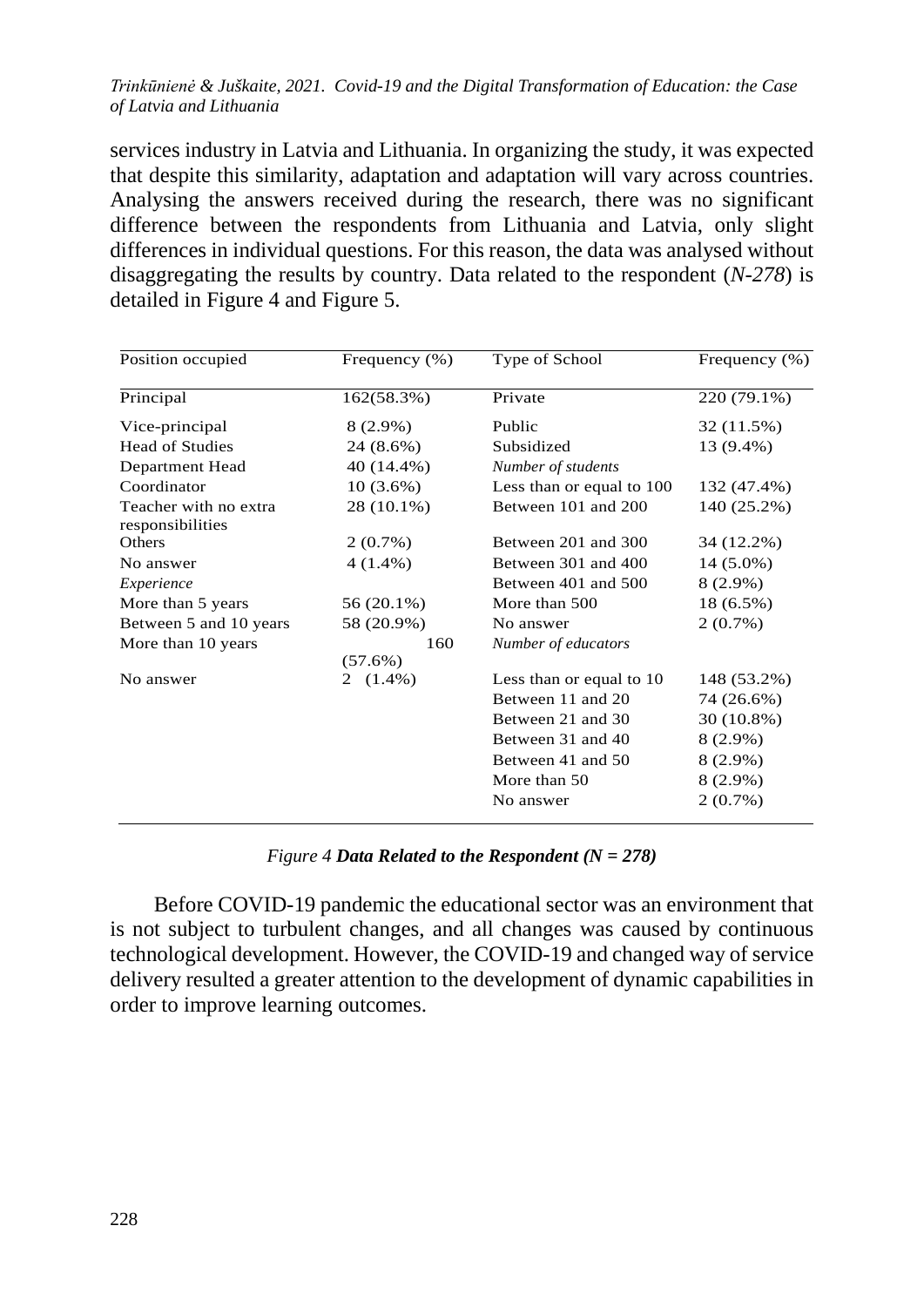services industry in Latvia and Lithuania. In organizing the study, it was expected that despite this similarity, adaptation and adaptation will vary across countries. Analysing the answers received during the research, there was no significant difference between the respondents from Lithuania and Latvia, only slight differences in individual questions. For this reason, the data was analysed without disaggregating the results by country. Data related to the respondent (*N-278*) is detailed in Figure 4 and Figure 5.

| Position occupied | Frequency (%) | Type of School | Frequency (%) |
|---|---|---|---|
| Principal | 162(58.3%) | Private | 220 (79.1%) |
| Vice-principal | 8 (2.9%) | Public | 32 (11.5%) |
| Head of Studies | 24 (8.6%) | Subsidized | 13 (9.4%) |
| Department Head | 40 (14.4%) | *Number of students* | |
| Coordinator | 10 (3.6%) | Less than or equal to 100 | 132 (47.4%) |
| Teacher with no extra responsibilities | 28 (10.1%) | Between 101 and 200 | 140 (25.2%) |
| Others | 2 (0.7%) | Between 201 and 300 | 34 (12.2%) |
| No answer | 4 (1.4%) | Between 301 and 400 | 14 (5.0%) |
| *Experience* | | Between 401 and 500 | 8 (2.9%) |
| More than 5 years | 56 (20.1%) | More than 500 | 18 (6.5%) |
| Between 5 and 10 years | 58 (20.9%) | No answer | 2 (0.7%) |
| More than 10 years | 160 (57.6%) | *Number of educators* | |
| No answer | 2 (1.4%) | Less than or equal to 10 | 148 (53.2%) |
| | | Between 11 and 20 | 74 (26.6%) |
| | | Between 21 and 30 | 30 (10.8%) |
| | | Between 31 and 40 | 8 (2.9%) |
| | | Between 41 and 50 | 8 (2.9%) |
| | | More than 50 | 8 (2.9%) |
| | | No answer | 2 (0.7%) |

*Figure 4* ***Data Related to the Respondent (N = 278)***

Before COVID-19 pandemic the educational sector was an environment that is not subject to turbulent changes, and all changes was caused by continuous technological development. However, the COVID-19 and changed way of service delivery resulted a greater attention to the development of dynamic capabilities in order to improve learning outcomes.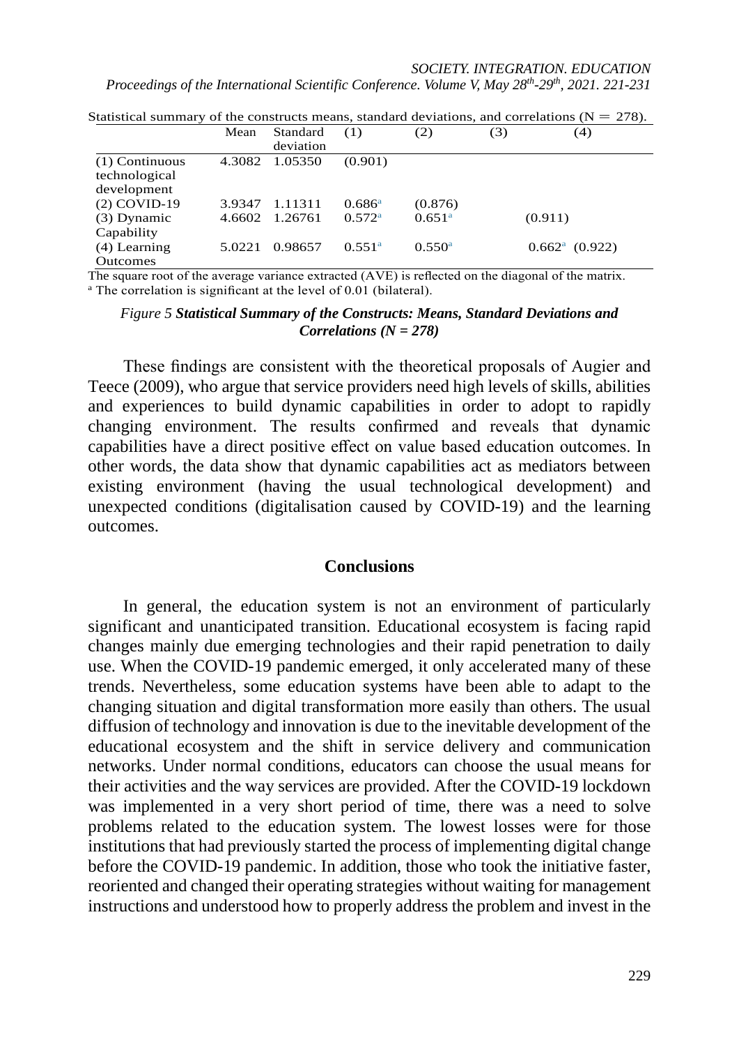Statistical summary of the constructs means, standard deviations, and correlations (N = 278).

| | Mean | Standard deviation | (1) | (2) | (3) | (4) |
|---|---|---|---|---|---|---|
| (1) Continuous technological development | 4.3082 | 1.05350 | (0.901) | | | |
| (2) COVID-19 | 3.9347 | 1.11311 | 0.686[a] | (0.876) | | |
| (3) Dynamic Capability | 4.6602 | 1.26761 | 0.572[a] | 0.651[a] | (0.911) | |
| (4) Learning Outcomes | 5.0221 | 0.98657 | 0.551[a] | 0.550[a] | 0.662[a] | (0.922) |

The square root of the average variance extracted (AVE) is reflected on the diagonal of the matrix.
[a] The correlation is significant at the level of 0.01 (bilateral).

*Figure 5* ***Statistical Summary of the Constructs: Means, Standard Deviations and Correlations (N = 278)***

These findings are consistent with the theoretical proposals of Augier and Teece (2009), who argue that service providers need high levels of skills, abilities and experiences to build dynamic capabilities in order to adopt to rapidly changing environment. The results confirmed and reveals that dynamic capabilities have a direct positive effect on value based education outcomes. In other words, the data show that dynamic capabilities act as mediators between existing environment (having the usual technological development) and unexpected conditions (digitalisation caused by COVID-19) and the learning outcomes.

## Conclusions

In general, the education system is not an environment of particularly significant and unanticipated transition. Educational ecosystem is facing rapid changes mainly due emerging technologies and their rapid penetration to daily use. When the COVID-19 pandemic emerged, it only accelerated many of these trends. Nevertheless, some education systems have been able to adapt to the changing situation and digital transformation more easily than others. The usual diffusion of technology and innovation is due to the inevitable development of the educational ecosystem and the shift in service delivery and communication networks. Under normal conditions, educators can choose the usual means for their activities and the way services are provided. After the COVID-19 lockdown was implemented in a very short period of time, there was a need to solve problems related to the education system. The lowest losses were for those institutions that had previously started the process of implementing digital change before the COVID-19 pandemic. In addition, those who took the initiative faster, reoriented and changed their operating strategies without waiting for management instructions and understood how to properly address the problem and invest in the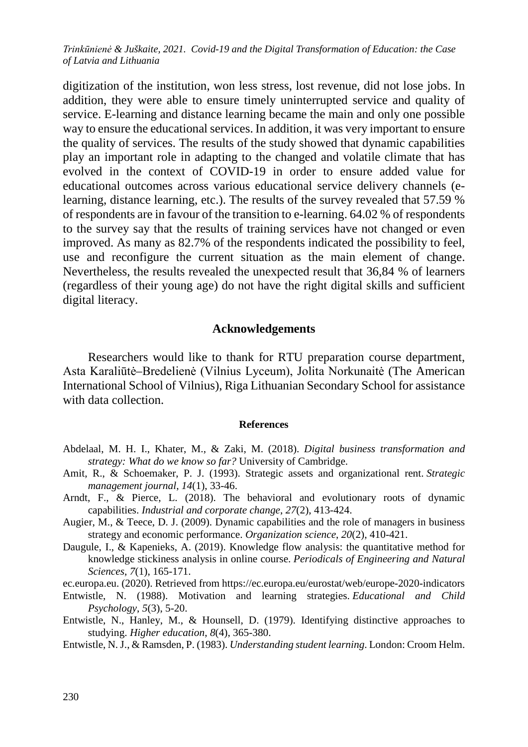digitization of the institution, won less stress, lost revenue, did not lose jobs. In addition, they were able to ensure timely uninterrupted service and quality of service. E-learning and distance learning became the main and only one possible way to ensure the educational services. In addition, it was very important to ensure the quality of services. The results of the study showed that dynamic capabilities play an important role in adapting to the changed and volatile climate that has evolved in the context of COVID-19 in order to ensure added value for educational outcomes across various educational service delivery channels (e-learning, distance learning, etc.). The results of the survey revealed that 57.59 % of respondents are in favour of the transition to e-learning. 64.02 % of respondents to the survey say that the results of training services have not changed or even improved. As many as 82.7% of the respondents indicated the possibility to feel, use and reconfigure the current situation as the main element of change. Nevertheless, the results revealed the unexpected result that 36,84 % of learners (regardless of their young age) do not have the right digital skills and sufficient digital literacy.

## Acknowledgements

Researchers would like to thank for RTU preparation course department, Asta Karaliūtė–Bredelienė (Vilnius Lyceum), Jolita Norkunaitė (The American International School of Vilnius), Riga Lithuanian Secondary School for assistance with data collection.

### References

Abdelaal, M. H. I., Khater, M., & Zaki, M. (2018). *Digital business transformation and strategy: What do we know so far?* University of Cambridge.

Amit, R., & Schoemaker, P. J. (1993). Strategic assets and organizational rent. *Strategic management journal*, *14*(1), 33-46.

Arndt, F., & Pierce, L. (2018). The behavioral and evolutionary roots of dynamic capabilities. *Industrial and corporate change*, *27*(2), 413-424.

Augier, M., & Teece, D. J. (2009). Dynamic capabilities and the role of managers in business strategy and economic performance. *Organization science*, *20*(2), 410-421.

Daugule, I., & Kapenieks, A. (2019). Knowledge flow analysis: the quantitative method for knowledge stickiness analysis in online course. *Periodicals of Engineering and Natural Sciences*, *7*(1), 165-171.

ec.europa.eu. (2020). Retrieved from https://ec.europa.eu/eurostat/web/europe-2020-indicators

Entwistle, N. (1988). Motivation and learning strategies. *Educational and Child Psychology*, *5*(3), 5-20.

Entwistle, N., Hanley, M., & Hounsell, D. (1979). Identifying distinctive approaches to studying. *Higher education*, *8*(4), 365-380.

Entwistle, N. J., & Ramsden, P. (1983). *Understanding student learning*. London: Croom Helm.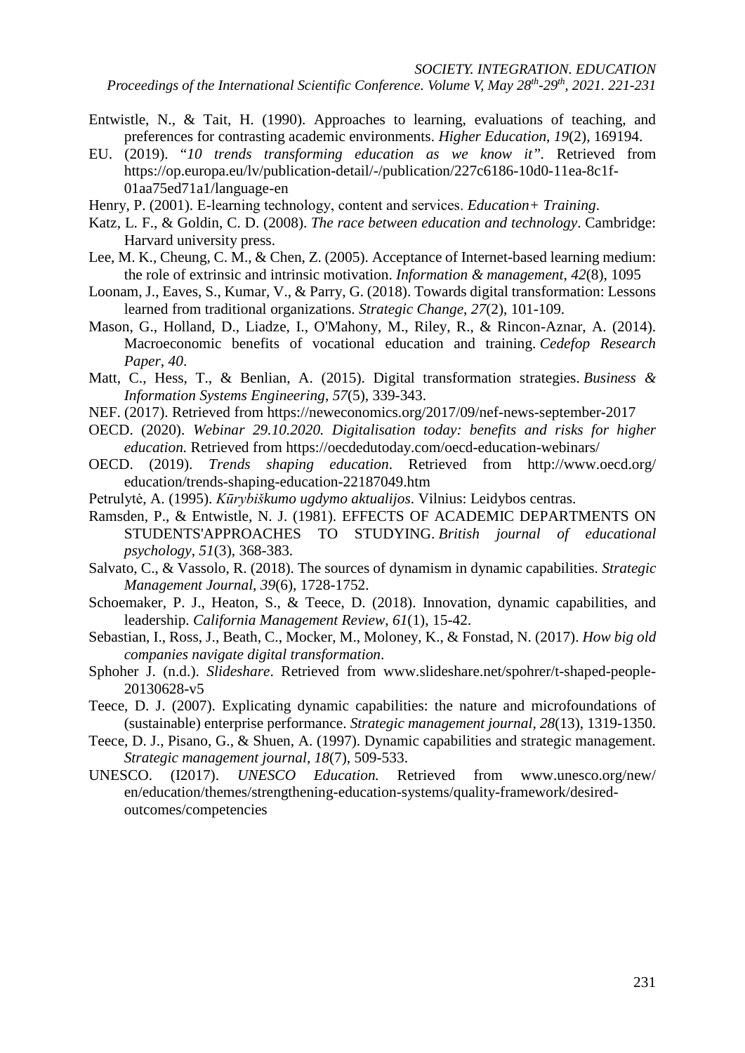Entwistle, N., & Tait, H. (1990). Approaches to learning, evaluations of teaching, and preferences for contrasting academic environments. *Higher Education*, *19*(2), 169194.

EU. (2019). "*10 trends transforming education as we know it"*. Retrieved from https://op.europa.eu/lv/publication-detail/-/publication/227c6186-10d0-11ea-8c1f-01aa75ed71a1/language-en

Henry, P. (2001). E-learning technology, content and services. *Education+ Training*.

Katz, L. F., & Goldin, C. D. (2008). *The race between education and technology*. Cambridge: Harvard university press.

Lee, M. K., Cheung, C. M., & Chen, Z. (2005). Acceptance of Internet-based learning medium: the role of extrinsic and intrinsic motivation. *Information & management*, *42*(8), 1095

Loonam, J., Eaves, S., Kumar, V., & Parry, G. (2018). Towards digital transformation: Lessons learned from traditional organizations. *Strategic Change*, *27*(2), 101-109.

Mason, G., Holland, D., Liadze, I., O'Mahony, M., Riley, R., & Rincon-Aznar, A. (2014). Macroeconomic benefits of vocational education and training. *Cedefop Research Paper*, *40*.

Matt, C., Hess, T., & Benlian, A. (2015). Digital transformation strategies. *Business & Information Systems Engineering*, *57*(5), 339-343.

NEF. (2017). Retrieved from https://neweconomics.org/2017/09/nef-news-september-2017

OECD. (2020). *Webinar 29.10.2020. Digitalisation today: benefits and risks for higher education.* Retrieved from https://oecdedutoday.com/oecd-education-webinars/

OECD. (2019). *Trends shaping education*. Retrieved from http://www.oecd.org/education/trends-shaping-education-22187049.htm

Petrulytė, A. (1995). *Kūrybiškumo ugdymo aktualijos*. Vilnius: Leidybos centras.

Ramsden, P., & Entwistle, N. J. (1981). EFFECTS OF ACADEMIC DEPARTMENTS ON STUDENTS'APPROACHES TO STUDYING. *British journal of educational psychology*, *51*(3), 368-383.

Salvato, C., & Vassolo, R. (2018). The sources of dynamism in dynamic capabilities. *Strategic Management Journal*, *39*(6), 1728-1752.

Schoemaker, P. J., Heaton, S., & Teece, D. (2018). Innovation, dynamic capabilities, and leadership. *California Management Review*, *61*(1), 15-42.

Sebastian, I., Ross, J., Beath, C., Mocker, M., Moloney, K., & Fonstad, N. (2017). *How big old companies navigate digital transformation*.

Sphoher J. (n.d.). *Slideshare*. Retrieved from www.slideshare.net/spohrer/t-shaped-people-20130628-v5

Teece, D. J. (2007). Explicating dynamic capabilities: the nature and microfoundations of (sustainable) enterprise performance. *Strategic management journal*, *28*(13), 1319-1350.

Teece, D. J., Pisano, G., & Shuen, A. (1997). Dynamic capabilities and strategic management. *Strategic management journal*, *18*(7), 509-533.

UNESCO. (I2017). *UNESCO Education.* Retrieved from www.unesco.org/new/en/education/themes/strengthening-education-systems/quality-framework/desired-outcomes/competencies